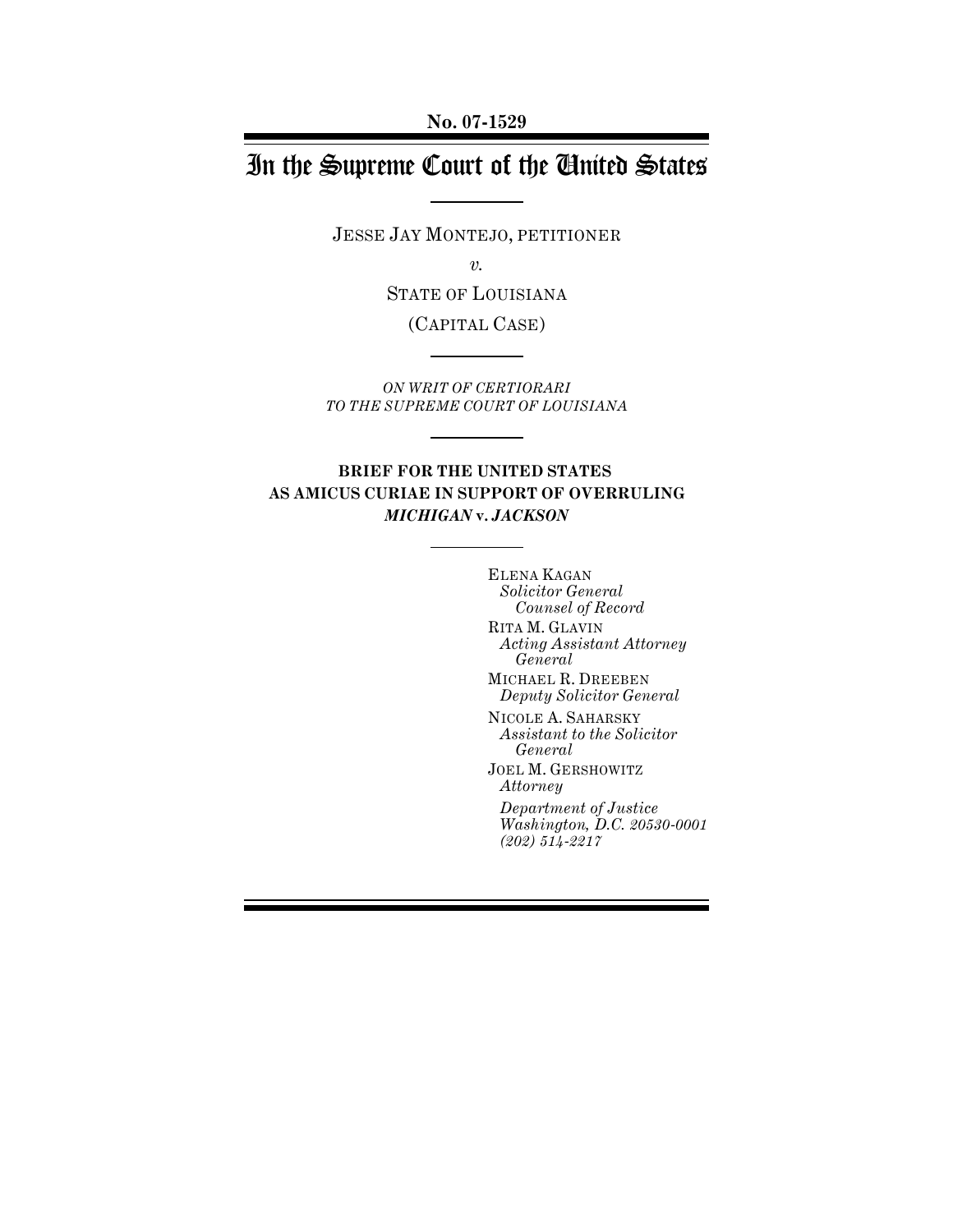**No. 07-1529**

# In the Supreme Court of the United States

JESSE JAY MONTEJO, PETITIONER

*v.*

STATE OF LOUISIANA

(CAPITAL CASE)

*ON WRIT OF CERTIORARI*
*TO THE SUPREME COURT OF LOUISIANA*

**BRIEF FOR THE UNITED STATES**
**AS AMICUS CURIAE IN SUPPORT OF OVERRULING**
***MICHIGAN* v. *JACKSON***

ELENA KAGAN
*Solicitor General*
*Counsel of Record*

RITA M. GLAVIN
*Acting Assistant Attorney General*

MICHAEL R. DREEBEN
*Deputy Solicitor General*

NICOLE A. SAHARSKY
*Assistant to the Solicitor General*

JOEL M. GERSHOWITZ
*Attorney*

*Department of Justice*
*Washington, D.C. 20530-0001*
*(202) 514-2217*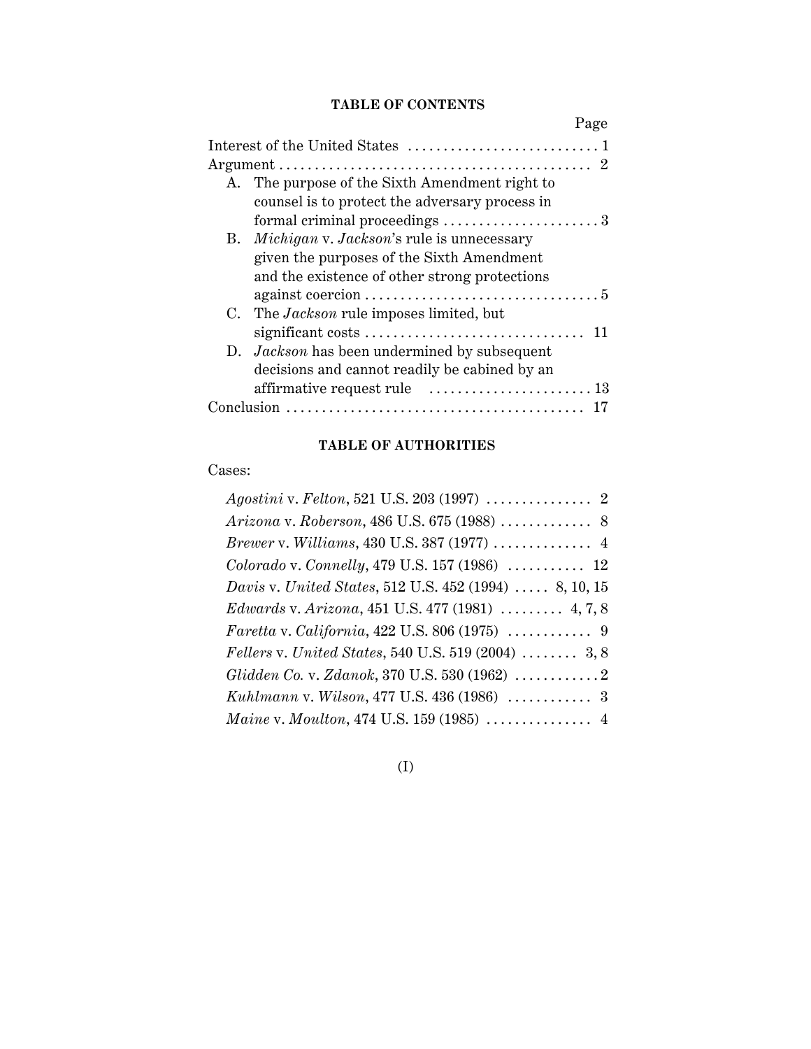## TABLE OF CONTENTS

| | Page |
|---|---|
| Interest of the United States | 1 |
| Argument | 2 |
| A. The purpose of the Sixth Amendment right to counsel is to protect the adversary process in formal criminal proceedings | 3 |
| B. *Michigan* v. *Jackson*'s rule is unnecessary given the purposes of the Sixth Amendment and the existence of other strong protections against coercion | 5 |
| C. The *Jackson* rule imposes limited, but significant costs | 11 |
| D. *Jackson* has been undermined by subsequent decisions and cannot readily be cabined by an affirmative request rule | 13 |
| Conclusion | 17 |

## TABLE OF AUTHORITIES

Cases:

| | |
|---|---|
| *Agostini* v. *Felton*, 521 U.S. 203 (1997) | 2 |
| *Arizona* v. *Roberson*, 486 U.S. 675 (1988) | 8 |
| *Brewer* v. *Williams*, 430 U.S. 387 (1977) | 4 |
| *Colorado* v. *Connelly*, 479 U.S. 157 (1986) | 12 |
| *Davis* v. *United States*, 512 U.S. 452 (1994) | 8, 10, 15 |
| *Edwards* v. *Arizona*, 451 U.S. 477 (1981) | 4, 7, 8 |
| *Faretta* v. *California*, 422 U.S. 806 (1975) | 9 |
| *Fellers* v. *United States*, 540 U.S. 519 (2004) | 3, 8 |
| *Glidden Co.* v. *Zdanok*, 370 U.S. 530 (1962) | 2 |
| *Kuhlmann* v. *Wilson*, 477 U.S. 436 (1986) | 3 |
| *Maine* v. *Moulton*, 474 U.S. 159 (1985) | 4 |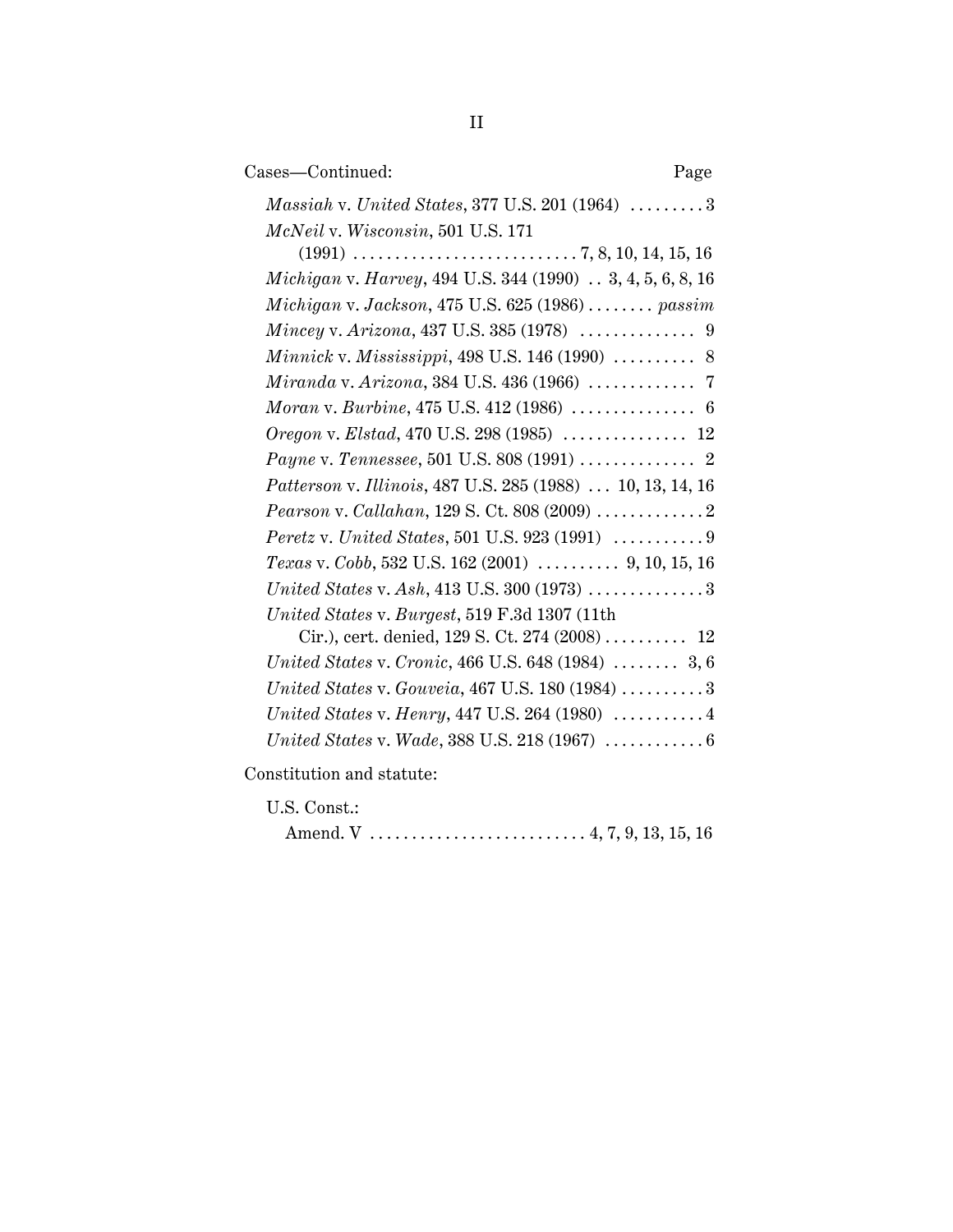| Cases—Continued: | Page |
|---|---|
| *Massiah* v. *United States*, 377 U.S. 201 (1964) | 3 |
| *McNeil* v. *Wisconsin*, 501 U.S. 171 (1991) | 7, 8, 10, 14, 15, 16 |
| *Michigan* v. *Harvey*, 494 U.S. 344 (1990) | 3, 4, 5, 6, 8, 16 |
| *Michigan* v. *Jackson*, 475 U.S. 625 (1986) | *passim* |
| *Mincey* v. *Arizona*, 437 U.S. 385 (1978) | 9 |
| *Minnick* v. *Mississippi*, 498 U.S. 146 (1990) | 8 |
| *Miranda* v. *Arizona*, 384 U.S. 436 (1966) | 7 |
| *Moran* v. *Burbine*, 475 U.S. 412 (1986) | 6 |
| *Oregon* v. *Elstad*, 470 U.S. 298 (1985) | 12 |
| *Payne* v. *Tennessee*, 501 U.S. 808 (1991) | 2 |
| *Patterson* v. *Illinois*, 487 U.S. 285 (1988) | 10, 13, 14, 16 |
| *Pearson* v. *Callahan*, 129 S. Ct. 808 (2009) | 2 |
| *Peretz* v. *United States*, 501 U.S. 923 (1991) | 9 |
| *Texas* v. *Cobb*, 532 U.S. 162 (2001) | 9, 10, 15, 16 |
| *United States* v. *Ash*, 413 U.S. 300 (1973) | 3 |
| *United States* v. *Burgest*, 519 F.3d 1307 (11th Cir.), cert. denied, 129 S. Ct. 274 (2008) | 12 |
| *United States* v. *Cronic*, 466 U.S. 648 (1984) | 3, 6 |
| *United States* v. *Gouveia*, 467 U.S. 180 (1984) | 3 |
| *United States* v. *Henry*, 447 U.S. 264 (1980) | 4 |
| *United States* v. *Wade*, 388 U.S. 218 (1967) | 6 |

Constitution and statute:

| U.S. Const.: | |
|---|---|
| Amend. V | 4, 7, 9, 13, 15, 16 |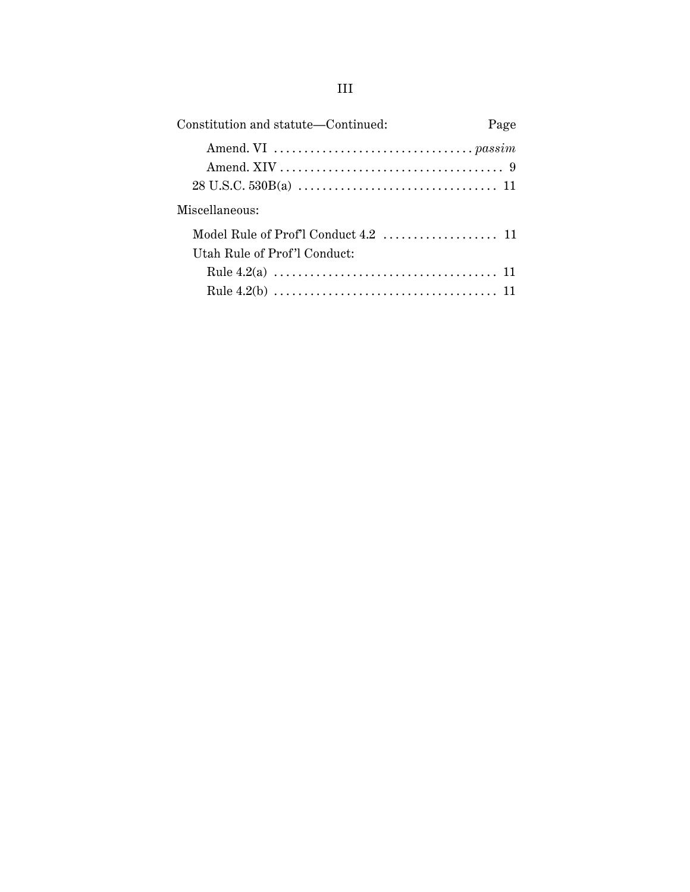Constitution and statute—Continued: Page

- Amend. VI ................................. *passim*
- Amend. XIV ..................................... 9

28 U.S.C. 530B(a) ................................. 11

Miscellaneous:

Model Rule of Prof'l Conduct 4.2 ................... 11

Utah Rule of Prof'l Conduct:

- Rule 4.2(a) ..................................... 11
- Rule 4.2(b) ..................................... 11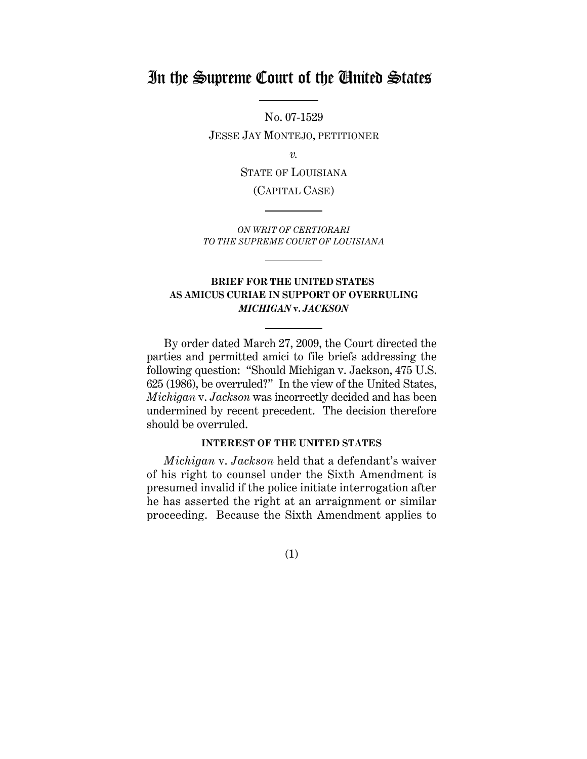# In the Supreme Court of the United States

No. 07-1529

JESSE JAY MONTEJO, PETITIONER

*v.*

STATE OF LOUISIANA

(CAPITAL CASE)

*ON WRIT OF CERTIORARI TO THE SUPREME COURT OF LOUISIANA*

**BRIEF FOR THE UNITED STATES AS AMICUS CURIAE IN SUPPORT OF OVERRULING *MICHIGAN* v. *JACKSON***

By order dated March 27, 2009, the Court directed the parties and permitted amici to file briefs addressing the following question: "Should Michigan v. Jackson, 475 U.S. 625 (1986), be overruled?" In the view of the United States, *Michigan* v. *Jackson* was incorrectly decided and has been undermined by recent precedent. The decision therefore should be overruled.

## INTEREST OF THE UNITED STATES

*Michigan* v. *Jackson* held that a defendant's waiver of his right to counsel under the Sixth Amendment is presumed invalid if the police initiate interrogation after he has asserted the right at an arraignment or similar proceeding. Because the Sixth Amendment applies to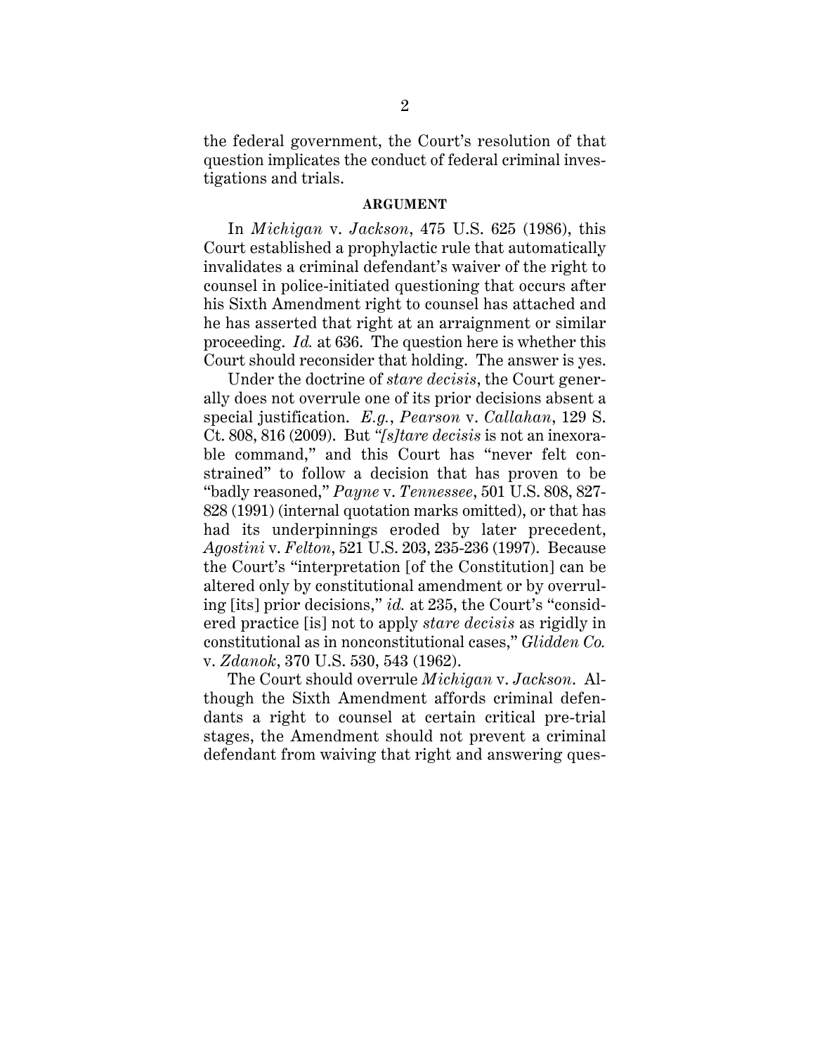the federal government, the Court's resolution of that question implicates the conduct of federal criminal investigations and trials.

## ARGUMENT

In *Michigan* v. *Jackson*, 475 U.S. 625 (1986), this Court established a prophylactic rule that automatically invalidates a criminal defendant's waiver of the right to counsel in police-initiated questioning that occurs after his Sixth Amendment right to counsel has attached and he has asserted that right at an arraignment or similar proceeding. *Id.* at 636. The question here is whether this Court should reconsider that holding. The answer is yes.

Under the doctrine of *stare decisis*, the Court generally does not overrule one of its prior decisions absent a special justification. *E.g.*, *Pearson* v. *Callahan*, 129 S. Ct. 808, 816 (2009). But "*[s]tare decisis* is not an inexorable command," and this Court has "never felt constrained" to follow a decision that has proven to be "badly reasoned," *Payne* v. *Tennessee*, 501 U.S. 808, 827-828 (1991) (internal quotation marks omitted), or that has had its underpinnings eroded by later precedent, *Agostini* v. *Felton*, 521 U.S. 203, 235-236 (1997). Because the Court's "interpretation [of the Constitution] can be altered only by constitutional amendment or by overruling [its] prior decisions," *id.* at 235, the Court's "considered practice [is] not to apply *stare decisis* as rigidly in constitutional as in nonconstitutional cases," *Glidden Co.* v. *Zdanok*, 370 U.S. 530, 543 (1962).

The Court should overrule *Michigan* v. *Jackson*. Although the Sixth Amendment affords criminal defendants a right to counsel at certain critical pre-trial stages, the Amendment should not prevent a criminal defendant from waiving that right and answering ques-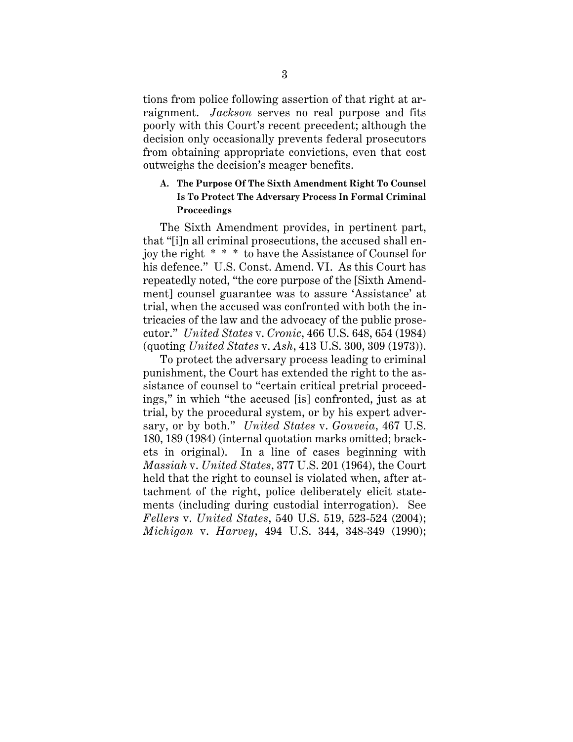tions from police following assertion of that right at arraignment. *Jackson* serves no real purpose and fits poorly with this Court's recent precedent; although the decision only occasionally prevents federal prosecutors from obtaining appropriate convictions, even that cost outweighs the decision's meager benefits.

### A. The Purpose Of The Sixth Amendment Right To Counsel Is To Protect The Adversary Process In Formal Criminal Proceedings

The Sixth Amendment provides, in pertinent part, that "[i]n all criminal prosecutions, the accused shall enjoy the right * * * to have the Assistance of Counsel for his defence." U.S. Const. Amend. VI. As this Court has repeatedly noted, "the core purpose of the [Sixth Amendment] counsel guarantee was to assure 'Assistance' at trial, when the accused was confronted with both the intricacies of the law and the advocacy of the public prosecutor." *United States* v. *Cronic*, 466 U.S. 648, 654 (1984) (quoting *United States* v. *Ash*, 413 U.S. 300, 309 (1973)).

To protect the adversary process leading to criminal punishment, the Court has extended the right to the assistance of counsel to "certain critical pretrial proceedings," in which "the accused [is] confronted, just as at trial, by the procedural system, or by his expert adversary, or by both." *United States* v. *Gouveia*, 467 U.S. 180, 189 (1984) (internal quotation marks omitted; brackets in original). In a line of cases beginning with *Massiah* v. *United States*, 377 U.S. 201 (1964), the Court held that the right to counsel is violated when, after attachment of the right, police deliberately elicit statements (including during custodial interrogation). See *Fellers* v. *United States*, 540 U.S. 519, 523-524 (2004); *Michigan* v. *Harvey*, 494 U.S. 344, 348-349 (1990);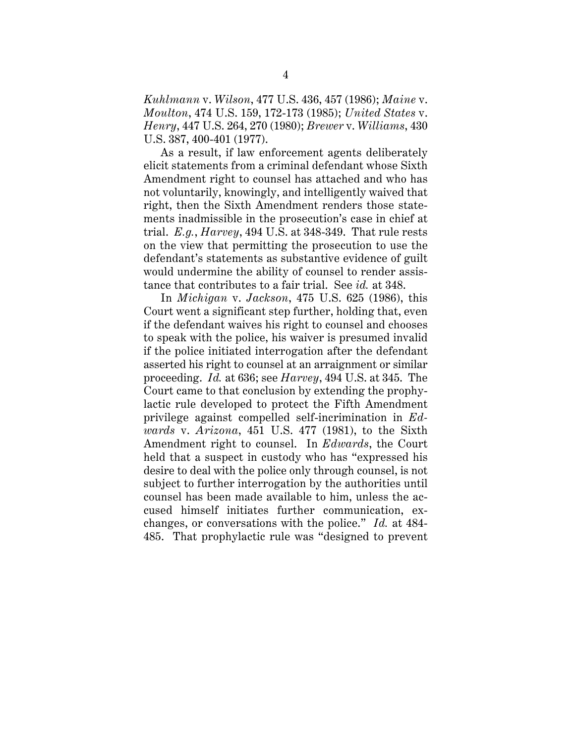*Kuhlmann* v. *Wilson*, 477 U.S. 436, 457 (1986); *Maine* v. *Moulton*, 474 U.S. 159, 172-173 (1985); *United States* v. *Henry*, 447 U.S. 264, 270 (1980); *Brewer* v. *Williams*, 430 U.S. 387, 400-401 (1977).

As a result, if law enforcement agents deliberately elicit statements from a criminal defendant whose Sixth Amendment right to counsel has attached and who has not voluntarily, knowingly, and intelligently waived that right, then the Sixth Amendment renders those statements inadmissible in the prosecution's case in chief at trial. *E.g.*, *Harvey*, 494 U.S. at 348-349. That rule rests on the view that permitting the prosecution to use the defendant's statements as substantive evidence of guilt would undermine the ability of counsel to render assistance that contributes to a fair trial. See *id.* at 348.

In *Michigan* v. *Jackson*, 475 U.S. 625 (1986), this Court went a significant step further, holding that, even if the defendant waives his right to counsel and chooses to speak with the police, his waiver is presumed invalid if the police initiated interrogation after the defendant asserted his right to counsel at an arraignment or similar proceeding. *Id.* at 636; see *Harvey*, 494 U.S. at 345. The Court came to that conclusion by extending the prophylactic rule developed to protect the Fifth Amendment privilege against compelled self-incrimination in *Edwards* v. *Arizona*, 451 U.S. 477 (1981), to the Sixth Amendment right to counsel. In *Edwards*, the Court held that a suspect in custody who has "expressed his desire to deal with the police only through counsel, is not subject to further interrogation by the authorities until counsel has been made available to him, unless the accused himself initiates further communication, exchanges, or conversations with the police." *Id.* at 484-485. That prophylactic rule was "designed to prevent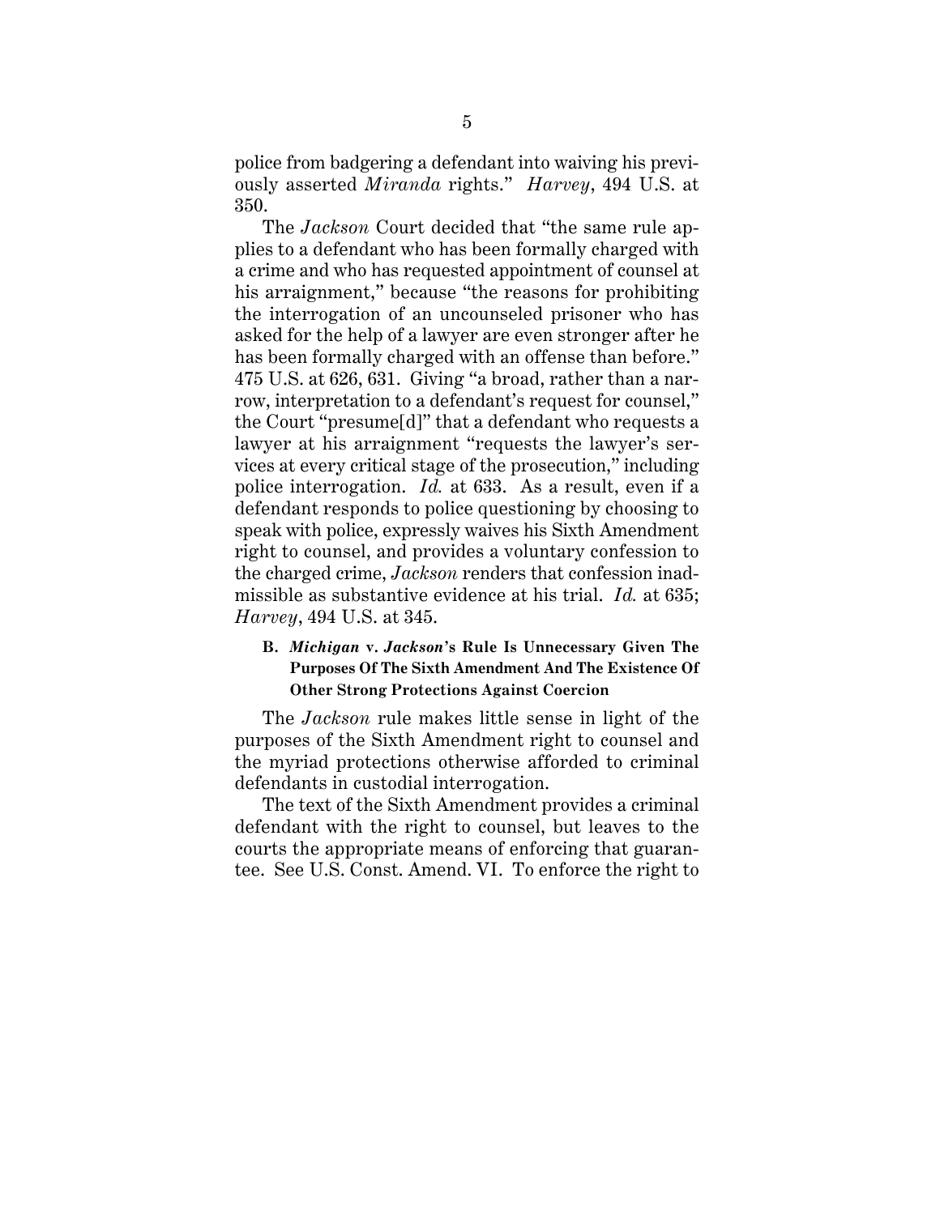police from badgering a defendant into waiving his previously asserted *Miranda* rights." *Harvey*, 494 U.S. at 350.

The *Jackson* Court decided that "the same rule applies to a defendant who has been formally charged with a crime and who has requested appointment of counsel at his arraignment," because "the reasons for prohibiting the interrogation of an uncounseled prisoner who has asked for the help of a lawyer are even stronger after he has been formally charged with an offense than before." 475 U.S. at 626, 631. Giving "a broad, rather than a narrow, interpretation to a defendant's request for counsel," the Court "presume[d]" that a defendant who requests a lawyer at his arraignment "requests the lawyer's services at every critical stage of the prosecution," including police interrogation. *Id.* at 633. As a result, even if a defendant responds to police questioning by choosing to speak with police, expressly waives his Sixth Amendment right to counsel, and provides a voluntary confession to the charged crime, *Jackson* renders that confession inadmissible as substantive evidence at his trial. *Id.* at 635; *Harvey*, 494 U.S. at 345.

### B. *Michigan* v. *Jackson*'s Rule Is Unnecessary Given The Purposes Of The Sixth Amendment And The Existence Of Other Strong Protections Against Coercion

The *Jackson* rule makes little sense in light of the purposes of the Sixth Amendment right to counsel and the myriad protections otherwise afforded to criminal defendants in custodial interrogation.

The text of the Sixth Amendment provides a criminal defendant with the right to counsel, but leaves to the courts the appropriate means of enforcing that guarantee. See U.S. Const. Amend. VI. To enforce the right to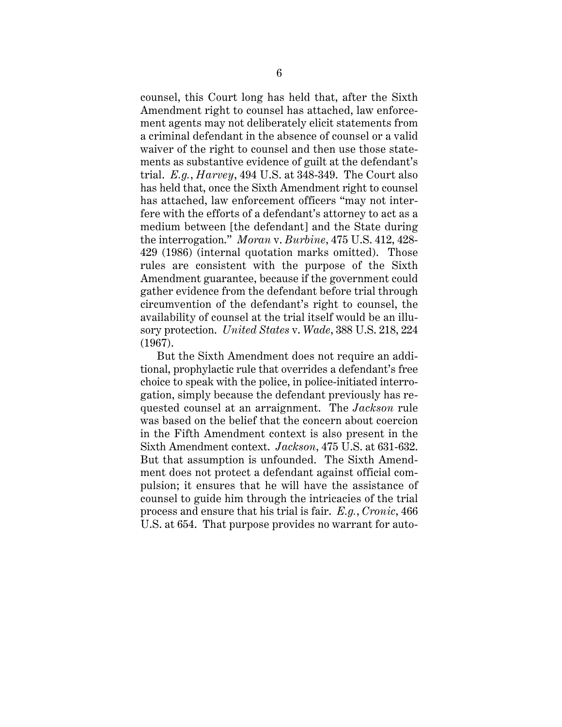counsel, this Court long has held that, after the Sixth Amendment right to counsel has attached, law enforcement agents may not deliberately elicit statements from a criminal defendant in the absence of counsel or a valid waiver of the right to counsel and then use those statements as substantive evidence of guilt at the defendant's trial. *E.g.*, *Harvey*, 494 U.S. at 348-349. The Court also has held that, once the Sixth Amendment right to counsel has attached, law enforcement officers "may not interfere with the efforts of a defendant's attorney to act as a medium between [the defendant] and the State during the interrogation." *Moran* v. *Burbine*, 475 U.S. 412, 428-429 (1986) (internal quotation marks omitted). Those rules are consistent with the purpose of the Sixth Amendment guarantee, because if the government could gather evidence from the defendant before trial through circumvention of the defendant's right to counsel, the availability of counsel at the trial itself would be an illusory protection. *United States* v. *Wade*, 388 U.S. 218, 224 (1967).

But the Sixth Amendment does not require an additional, prophylactic rule that overrides a defendant's free choice to speak with the police, in police-initiated interrogation, simply because the defendant previously has requested counsel at an arraignment. The *Jackson* rule was based on the belief that the concern about coercion in the Fifth Amendment context is also present in the Sixth Amendment context. *Jackson*, 475 U.S. at 631-632. But that assumption is unfounded. The Sixth Amendment does not protect a defendant against official compulsion; it ensures that he will have the assistance of counsel to guide him through the intricacies of the trial process and ensure that his trial is fair. *E.g.*, *Cronic*, 466 U.S. at 654. That purpose provides no warrant for auto-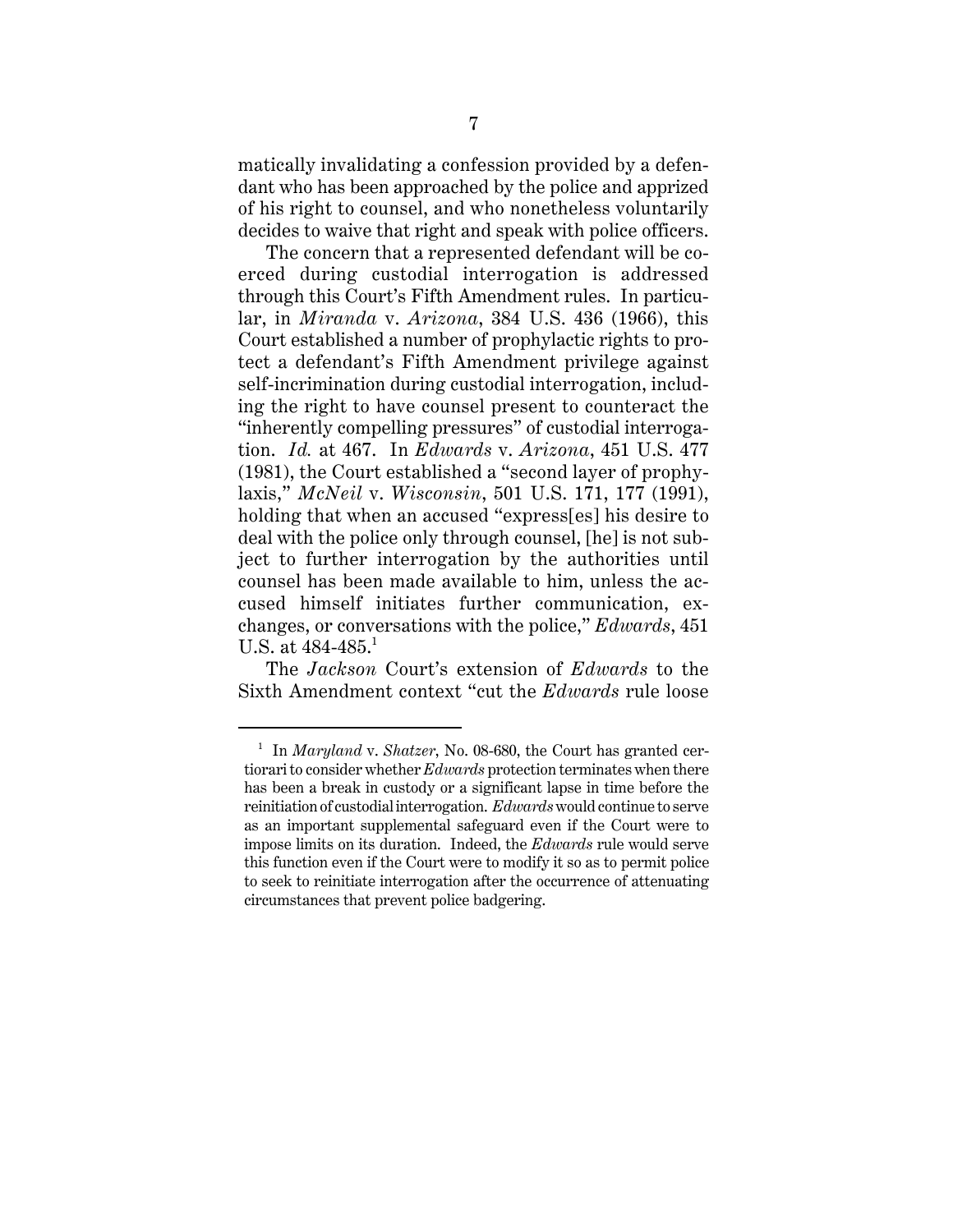matically invalidating a confession provided by a defendant who has been approached by the police and apprized of his right to counsel, and who nonetheless voluntarily decides to waive that right and speak with police officers.

The concern that a represented defendant will be coerced during custodial interrogation is addressed through this Court's Fifth Amendment rules. In particular, in *Miranda* v. *Arizona*, 384 U.S. 436 (1966), this Court established a number of prophylactic rights to protect a defendant's Fifth Amendment privilege against self-incrimination during custodial interrogation, including the right to have counsel present to counteract the "inherently compelling pressures" of custodial interrogation. *Id.* at 467. In *Edwards* v. *Arizona*, 451 U.S. 477 (1981), the Court established a "second layer of prophylaxis," *McNeil* v. *Wisconsin*, 501 U.S. 171, 177 (1991), holding that when an accused "express[es] his desire to deal with the police only through counsel, [he] is not subject to further interrogation by the authorities until counsel has been made available to him, unless the accused himself initiates further communication, exchanges, or conversations with the police," *Edwards*, 451 U.S. at 484-485.[1]

The *Jackson* Court's extension of *Edwards* to the Sixth Amendment context "cut the *Edwards* rule loose

---

[1] In *Maryland* v. *Shatzer*, No. 08-680, the Court has granted certiorari to consider whether *Edwards* protection terminates when there has been a break in custody or a significant lapse in time before the reinitiation of custodial interrogation. *Edwards* would continue to serve as an important supplemental safeguard even if the Court were to impose limits on its duration. Indeed, the *Edwards* rule would serve this function even if the Court were to modify it so as to permit police to seek to reinitiate interrogation after the occurrence of attenuating circumstances that prevent police badgering.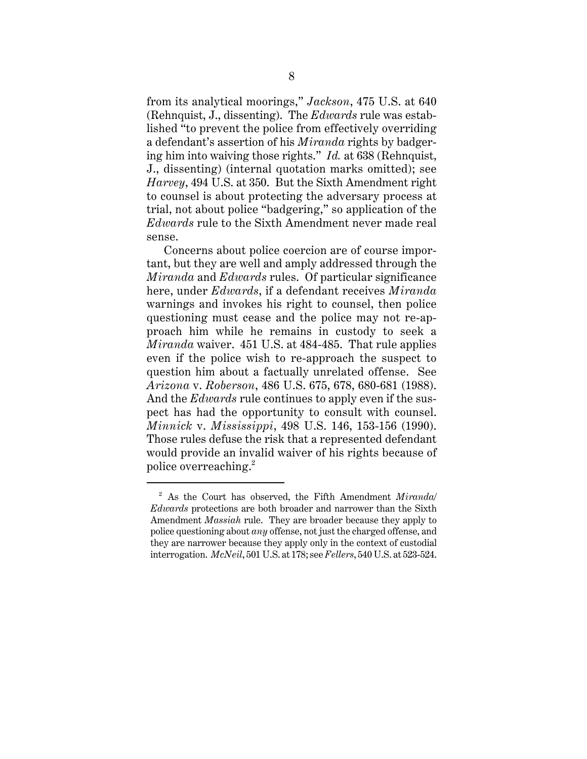from its analytical moorings," *Jackson*, 475 U.S. at 640 (Rehnquist, J., dissenting). The *Edwards* rule was established "to prevent the police from effectively overriding a defendant's assertion of his *Miranda* rights by badgering him into waiving those rights." *Id.* at 638 (Rehnquist, J., dissenting) (internal quotation marks omitted); see *Harvey*, 494 U.S. at 350. But the Sixth Amendment right to counsel is about protecting the adversary process at trial, not about police "badgering," so application of the *Edwards* rule to the Sixth Amendment never made real sense.

Concerns about police coercion are of course important, but they are well and amply addressed through the *Miranda* and *Edwards* rules. Of particular significance here, under *Edwards*, if a defendant receives *Miranda* warnings and invokes his right to counsel, then police questioning must cease and the police may not re-approach him while he remains in custody to seek a *Miranda* waiver. 451 U.S. at 484-485. That rule applies even if the police wish to re-approach the suspect to question him about a factually unrelated offense. See *Arizona* v. *Roberson*, 486 U.S. 675, 678, 680-681 (1988). And the *Edwards* rule continues to apply even if the suspect has had the opportunity to consult with counsel. *Minnick* v. *Mississippi*, 498 U.S. 146, 153-156 (1990). Those rules defuse the risk that a represented defendant would provide an invalid waiver of his rights because of police overreaching.[2]

[2] As the Court has observed, the Fifth Amendment *Miranda*/*Edwards* protections are both broader and narrower than the Sixth Amendment *Massiah* rule. They are broader because they apply to police questioning about *any* offense, not just the charged offense, and they are narrower because they apply only in the context of custodial interrogation. *McNeil*, 501 U.S. at 178; see *Fellers*, 540 U.S. at 523-524.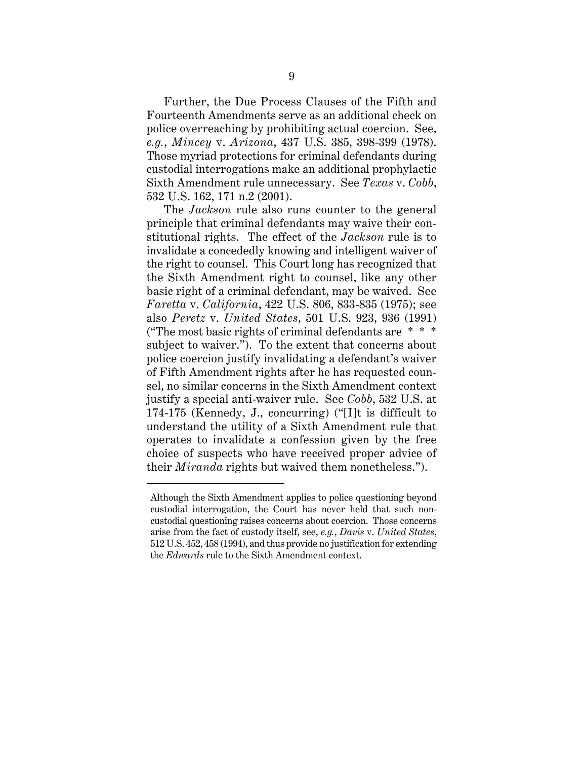Further, the Due Process Clauses of the Fifth and Fourteenth Amendments serve as an additional check on police overreaching by prohibiting actual coercion. See, *e.g.*, *Mincey* v. *Arizona*, 437 U.S. 385, 398-399 (1978). Those myriad protections for criminal defendants during custodial interrogations make an additional prophylactic Sixth Amendment rule unnecessary. See *Texas* v. *Cobb*, 532 U.S. 162, 171 n.2 (2001).

The *Jackson* rule also runs counter to the general principle that criminal defendants may waive their constitutional rights. The effect of the *Jackson* rule is to invalidate a concededly knowing and intelligent waiver of the right to counsel. This Court long has recognized that the Sixth Amendment right to counsel, like any other basic right of a criminal defendant, may be waived. See *Faretta* v. *California*, 422 U.S. 806, 833-835 (1975); see also *Peretz* v. *United States*, 501 U.S. 923, 936 (1991) ("The most basic rights of criminal defendants are * * * subject to waiver."). To the extent that concerns about police coercion justify invalidating a defendant's waiver of Fifth Amendment rights after he has requested counsel, no similar concerns in the Sixth Amendment context justify a special anti-waiver rule. See *Cobb*, 532 U.S. at 174-175 (Kennedy, J., concurring) ("[I]t is difficult to understand the utility of a Sixth Amendment rule that operates to invalidate a confession given by the free choice of suspects who have received proper advice of their *Miranda* rights but waived them nonetheless.").

---

Although the Sixth Amendment applies to police questioning beyond custodial interrogation, the Court has never held that such non-custodial questioning raises concerns about coercion. Those concerns arise from the fact of custody itself, see, *e.g.*, *Davis* v. *United States*, 512 U.S. 452, 458 (1994), and thus provide no justification for extending the *Edwards* rule to the Sixth Amendment context.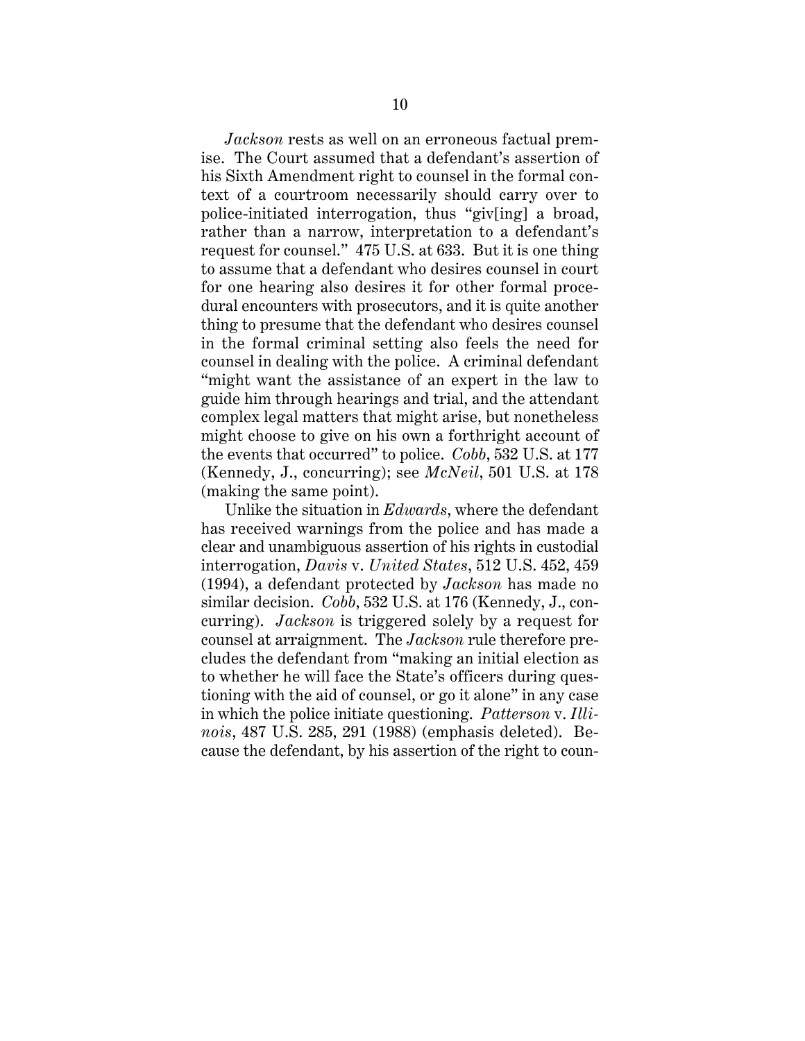*Jackson* rests as well on an erroneous factual premise. The Court assumed that a defendant's assertion of his Sixth Amendment right to counsel in the formal context of a courtroom necessarily should carry over to police-initiated interrogation, thus "giv[ing] a broad, rather than a narrow, interpretation to a defendant's request for counsel." 475 U.S. at 633. But it is one thing to assume that a defendant who desires counsel in court for one hearing also desires it for other formal procedural encounters with prosecutors, and it is quite another thing to presume that the defendant who desires counsel in the formal criminal setting also feels the need for counsel in dealing with the police. A criminal defendant "might want the assistance of an expert in the law to guide him through hearings and trial, and the attendant complex legal matters that might arise, but nonetheless might choose to give on his own a forthright account of the events that occurred" to police. *Cobb*, 532 U.S. at 177 (Kennedy, J., concurring); see *McNeil*, 501 U.S. at 178 (making the same point).

Unlike the situation in *Edwards*, where the defendant has received warnings from the police and has made a clear and unambiguous assertion of his rights in custodial interrogation, *Davis* v. *United States*, 512 U.S. 452, 459 (1994), a defendant protected by *Jackson* has made no similar decision. *Cobb*, 532 U.S. at 176 (Kennedy, J., concurring). *Jackson* is triggered solely by a request for counsel at arraignment. The *Jackson* rule therefore precludes the defendant from "making an initial election as to whether he will face the State's officers during questioning with the aid of counsel, or go it alone" in any case in which the police initiate questioning. *Patterson* v. *Illinois*, 487 U.S. 285, 291 (1988) (emphasis deleted). Because the defendant, by his assertion of the right to coun-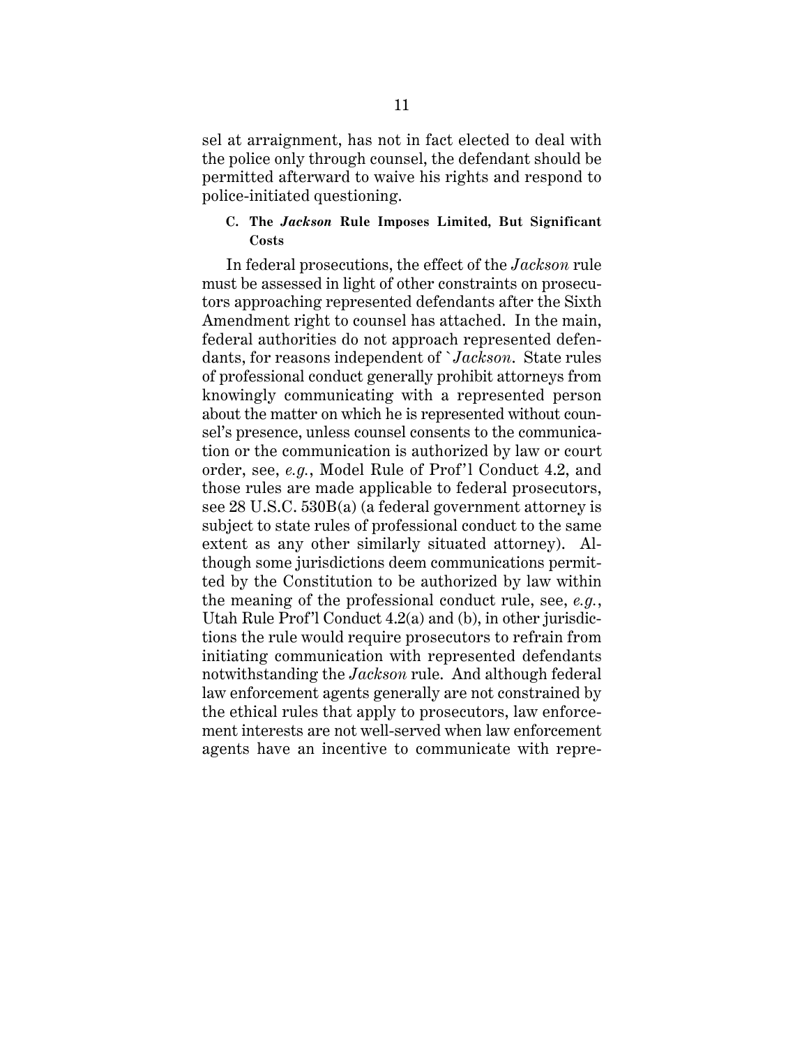sel at arraignment, has not in fact elected to deal with the police only through counsel, the defendant should be permitted afterward to waive his rights and respond to police-initiated questioning.

### C. The *Jackson* Rule Imposes Limited, But Significant Costs

In federal prosecutions, the effect of the *Jackson* rule must be assessed in light of other constraints on prosecutors approaching represented defendants after the Sixth Amendment right to counsel has attached. In the main, federal authorities do not approach represented defendants, for reasons independent of `*Jackson*. State rules of professional conduct generally prohibit attorneys from knowingly communicating with a represented person about the matter on which he is represented without counsel's presence, unless counsel consents to the communication or the communication is authorized by law or court order, see, *e.g.*, Model Rule of Prof'l Conduct 4.2, and those rules are made applicable to federal prosecutors, see 28 U.S.C. 530B(a) (a federal government attorney is subject to state rules of professional conduct to the same extent as any other similarly situated attorney). Although some jurisdictions deem communications permitted by the Constitution to be authorized by law within the meaning of the professional conduct rule, see, *e.g.*, Utah Rule Prof'l Conduct 4.2(a) and (b), in other jurisdictions the rule would require prosecutors to refrain from initiating communication with represented defendants notwithstanding the *Jackson* rule. And although federal law enforcement agents generally are not constrained by the ethical rules that apply to prosecutors, law enforcement interests are not well-served when law enforcement agents have an incentive to communicate with repre-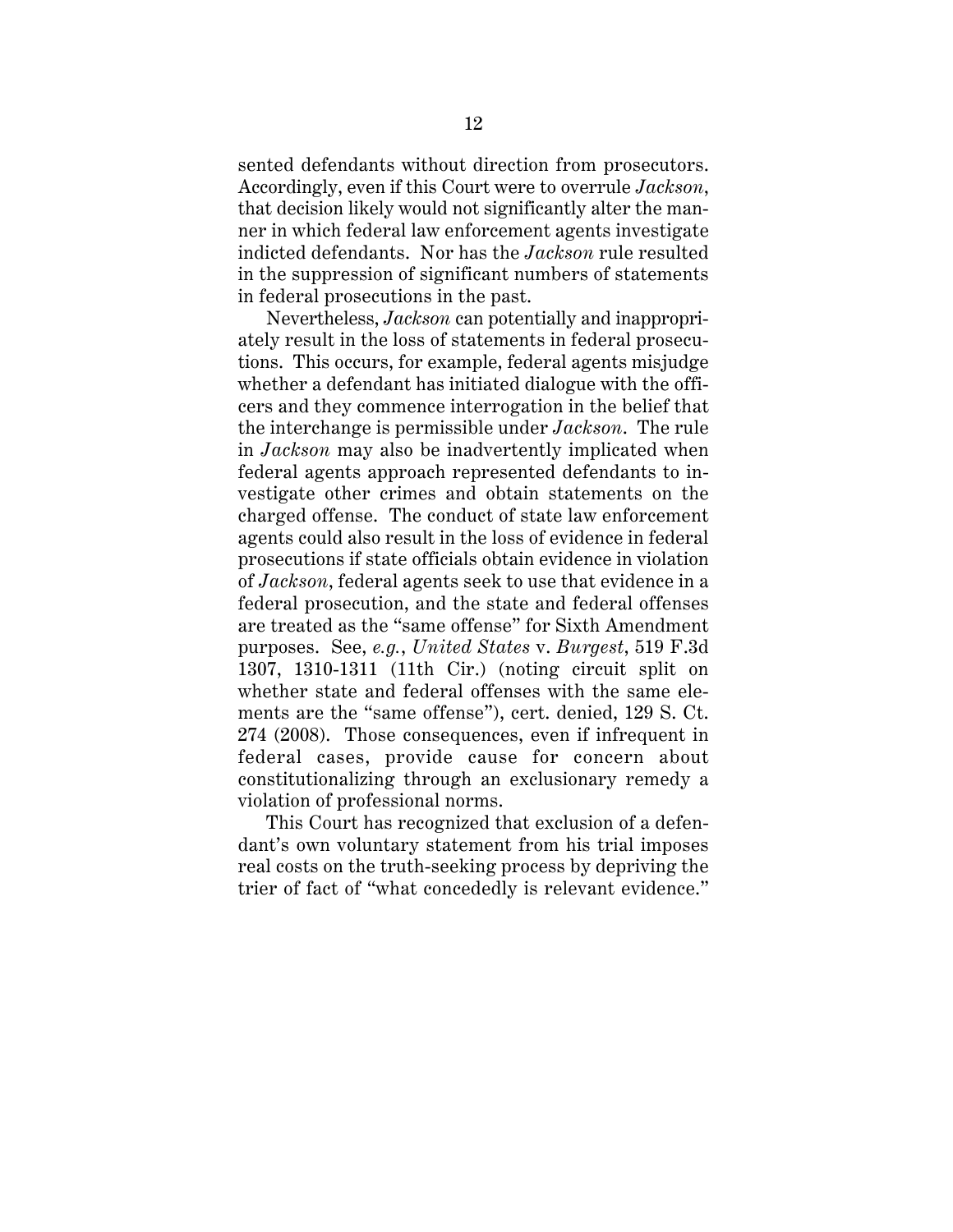sented defendants without direction from prosecutors. Accordingly, even if this Court were to overrule *Jackson*, that decision likely would not significantly alter the manner in which federal law enforcement agents investigate indicted defendants. Nor has the *Jackson* rule resulted in the suppression of significant numbers of statements in federal prosecutions in the past.

Nevertheless, *Jackson* can potentially and inappropriately result in the loss of statements in federal prosecutions. This occurs, for example, federal agents misjudge whether a defendant has initiated dialogue with the officers and they commence interrogation in the belief that the interchange is permissible under *Jackson*. The rule in *Jackson* may also be inadvertently implicated when federal agents approach represented defendants to investigate other crimes and obtain statements on the charged offense. The conduct of state law enforcement agents could also result in the loss of evidence in federal prosecutions if state officials obtain evidence in violation of *Jackson*, federal agents seek to use that evidence in a federal prosecution, and the state and federal offenses are treated as the "same offense" for Sixth Amendment purposes. See, *e.g.*, *United States* v. *Burgest*, 519 F.3d 1307, 1310-1311 (11th Cir.) (noting circuit split on whether state and federal offenses with the same elements are the "same offense"), cert. denied, 129 S. Ct. 274 (2008). Those consequences, even if infrequent in federal cases, provide cause for concern about constitutionalizing through an exclusionary remedy a violation of professional norms.

This Court has recognized that exclusion of a defendant's own voluntary statement from his trial imposes real costs on the truth-seeking process by depriving the trier of fact of "what concededly is relevant evidence."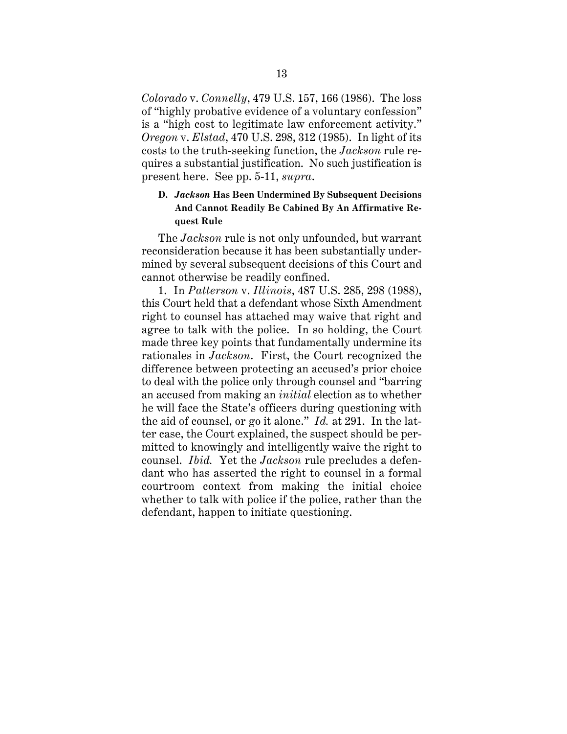*Colorado* v. *Connelly*, 479 U.S. 157, 166 (1986). The loss of "highly probative evidence of a voluntary confession" is a "high cost to legitimate law enforcement activity." *Oregon* v. *Elstad*, 470 U.S. 298, 312 (1985). In light of its costs to the truth-seeking function, the *Jackson* rule requires a substantial justification. No such justification is present here. See pp. 5-11, *supra*.

### D. *Jackson* Has Been Undermined By Subsequent Decisions And Cannot Readily Be Cabined By An Affirmative Request Rule

The *Jackson* rule is not only unfounded, but warrant reconsideration because it has been substantially undermined by several subsequent decisions of this Court and cannot otherwise be readily confined.

1. In *Patterson* v. *Illinois*, 487 U.S. 285, 298 (1988), this Court held that a defendant whose Sixth Amendment right to counsel has attached may waive that right and agree to talk with the police. In so holding, the Court made three key points that fundamentally undermine its rationales in *Jackson*. First, the Court recognized the difference between protecting an accused's prior choice to deal with the police only through counsel and "barring an accused from making an *initial* election as to whether he will face the State's officers during questioning with the aid of counsel, or go it alone." *Id.* at 291. In the latter case, the Court explained, the suspect should be permitted to knowingly and intelligently waive the right to counsel. *Ibid.* Yet the *Jackson* rule precludes a defendant who has asserted the right to counsel in a formal courtroom context from making the initial choice whether to talk with police if the police, rather than the defendant, happen to initiate questioning.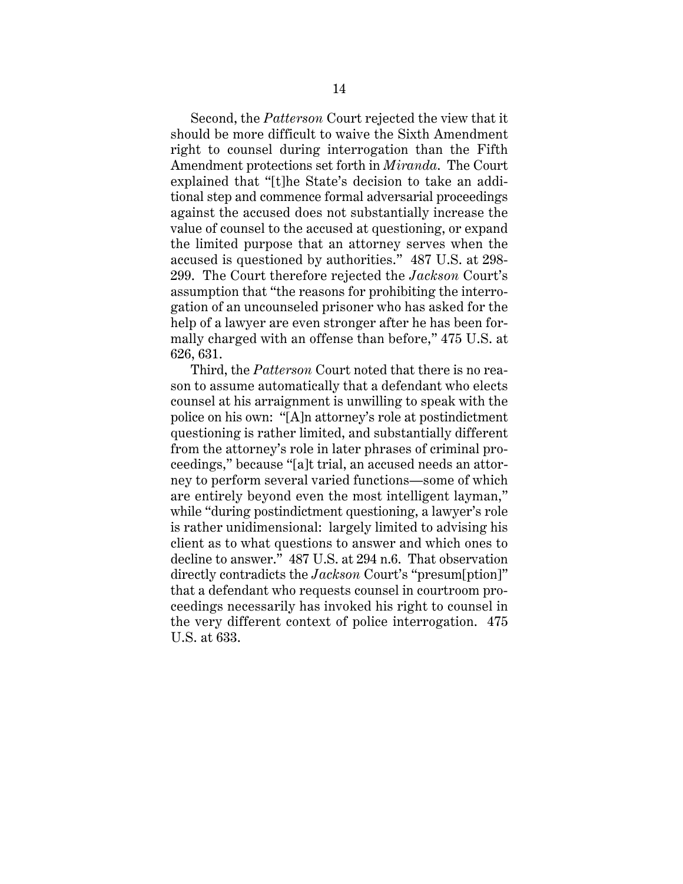Second, the *Patterson* Court rejected the view that it should be more difficult to waive the Sixth Amendment right to counsel during interrogation than the Fifth Amendment protections set forth in *Miranda*. The Court explained that "[t]he State's decision to take an additional step and commence formal adversarial proceedings against the accused does not substantially increase the value of counsel to the accused at questioning, or expand the limited purpose that an attorney serves when the accused is questioned by authorities." 487 U.S. at 298-299. The Court therefore rejected the *Jackson* Court's assumption that "the reasons for prohibiting the interrogation of an uncounseled prisoner who has asked for the help of a lawyer are even stronger after he has been formally charged with an offense than before," 475 U.S. at 626, 631.

Third, the *Patterson* Court noted that there is no reason to assume automatically that a defendant who elects counsel at his arraignment is unwilling to speak with the police on his own: "[A]n attorney's role at postindictment questioning is rather limited, and substantially different from the attorney's role in later phrases of criminal proceedings," because "[a]t trial, an accused needs an attorney to perform several varied functions—some of which are entirely beyond even the most intelligent layman," while "during postindictment questioning, a lawyer's role is rather unidimensional: largely limited to advising his client as to what questions to answer and which ones to decline to answer." 487 U.S. at 294 n.6. That observation directly contradicts the *Jackson* Court's "presum[ption]" that a defendant who requests counsel in courtroom proceedings necessarily has invoked his right to counsel in the very different context of police interrogation. 475 U.S. at 633.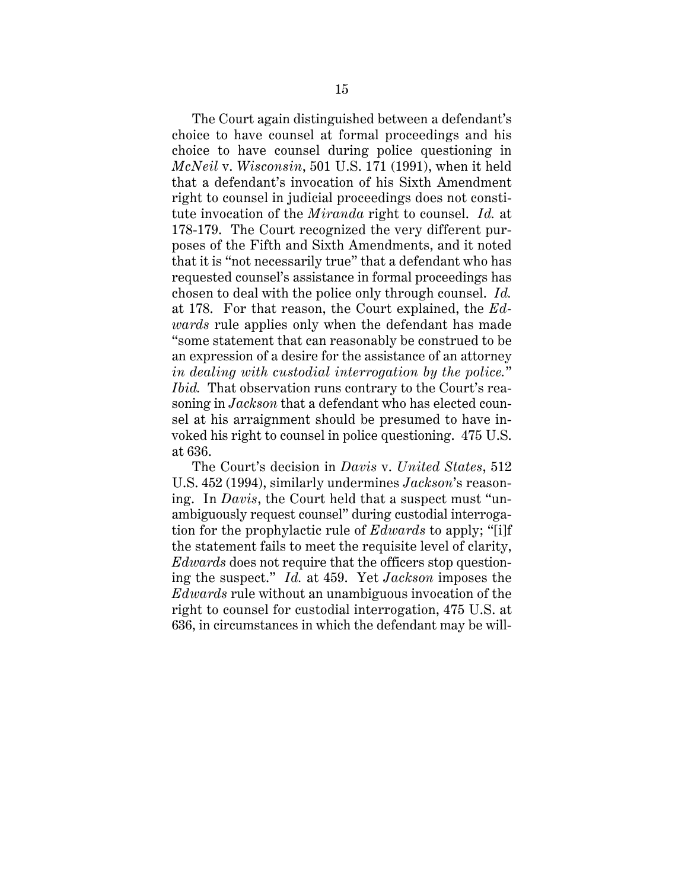The Court again distinguished between a defendant's choice to have counsel at formal proceedings and his choice to have counsel during police questioning in *McNeil* v. *Wisconsin*, 501 U.S. 171 (1991), when it held that a defendant's invocation of his Sixth Amendment right to counsel in judicial proceedings does not constitute invocation of the *Miranda* right to counsel. *Id.* at 178-179. The Court recognized the very different purposes of the Fifth and Sixth Amendments, and it noted that it is "not necessarily true" that a defendant who has requested counsel's assistance in formal proceedings has chosen to deal with the police only through counsel. *Id.* at 178. For that reason, the Court explained, the *Edwards* rule applies only when the defendant has made "some statement that can reasonably be construed to be an expression of a desire for the assistance of an attorney *in dealing with custodial interrogation by the police.*" *Ibid.* That observation runs contrary to the Court's reasoning in *Jackson* that a defendant who has elected counsel at his arraignment should be presumed to have invoked his right to counsel in police questioning. 475 U.S. at 636.

The Court's decision in *Davis* v. *United States*, 512 U.S. 452 (1994), similarly undermines *Jackson*'s reasoning. In *Davis*, the Court held that a suspect must "unambiguously request counsel" during custodial interrogation for the prophylactic rule of *Edwards* to apply; "[i]f the statement fails to meet the requisite level of clarity, *Edwards* does not require that the officers stop questioning the suspect." *Id.* at 459. Yet *Jackson* imposes the *Edwards* rule without an unambiguous invocation of the right to counsel for custodial interrogation, 475 U.S. at 636, in circumstances in which the defendant may be will-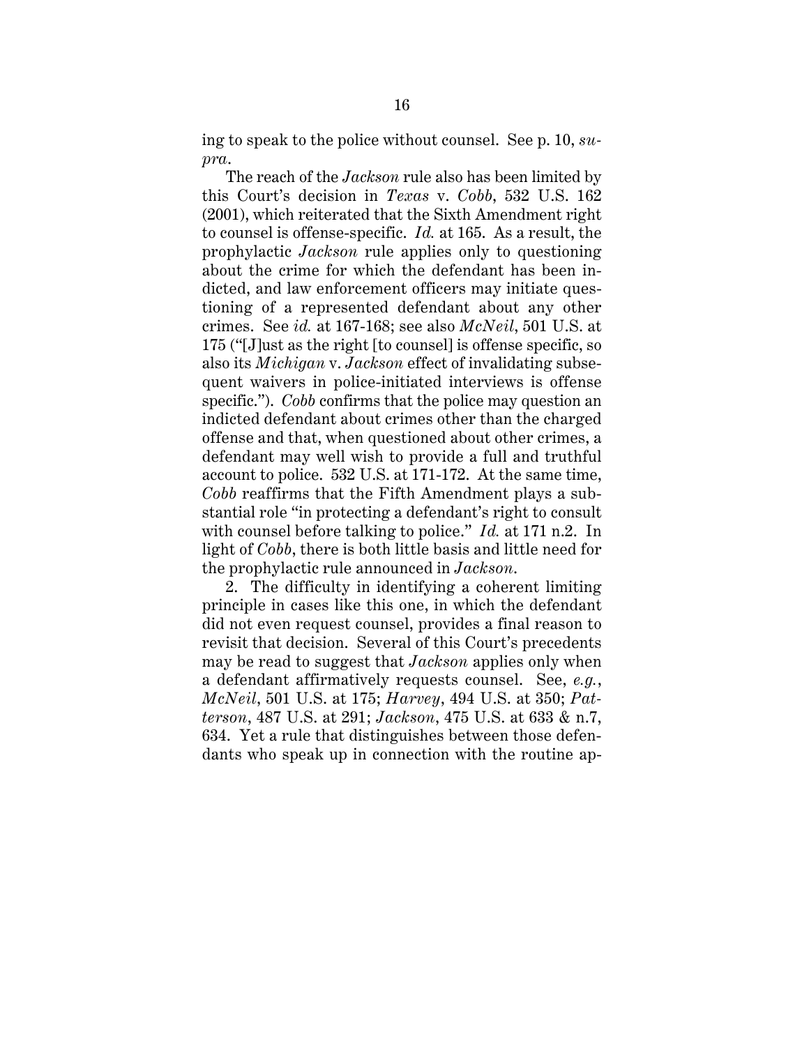ing to speak to the police without counsel. See p. 10, *supra*.

The reach of the *Jackson* rule also has been limited by this Court's decision in *Texas* v. *Cobb*, 532 U.S. 162 (2001), which reiterated that the Sixth Amendment right to counsel is offense-specific. *Id.* at 165. As a result, the prophylactic *Jackson* rule applies only to questioning about the crime for which the defendant has been indicted, and law enforcement officers may initiate questioning of a represented defendant about any other crimes. See *id.* at 167-168; see also *McNeil*, 501 U.S. at 175 ("[J]ust as the right [to counsel] is offense specific, so also its *Michigan* v. *Jackson* effect of invalidating subsequent waivers in police-initiated interviews is offense specific."). *Cobb* confirms that the police may question an indicted defendant about crimes other than the charged offense and that, when questioned about other crimes, a defendant may well wish to provide a full and truthful account to police. 532 U.S. at 171-172. At the same time, *Cobb* reaffirms that the Fifth Amendment plays a substantial role "in protecting a defendant's right to consult with counsel before talking to police." *Id.* at 171 n.2. In light of *Cobb*, there is both little basis and little need for the prophylactic rule announced in *Jackson*.

2. The difficulty in identifying a coherent limiting principle in cases like this one, in which the defendant did not even request counsel, provides a final reason to revisit that decision. Several of this Court's precedents may be read to suggest that *Jackson* applies only when a defendant affirmatively requests counsel. See, *e.g.*, *McNeil*, 501 U.S. at 175; *Harvey*, 494 U.S. at 350; *Patterson*, 487 U.S. at 291; *Jackson*, 475 U.S. at 633 & n.7, 634. Yet a rule that distinguishes between those defendants who speak up in connection with the routine ap-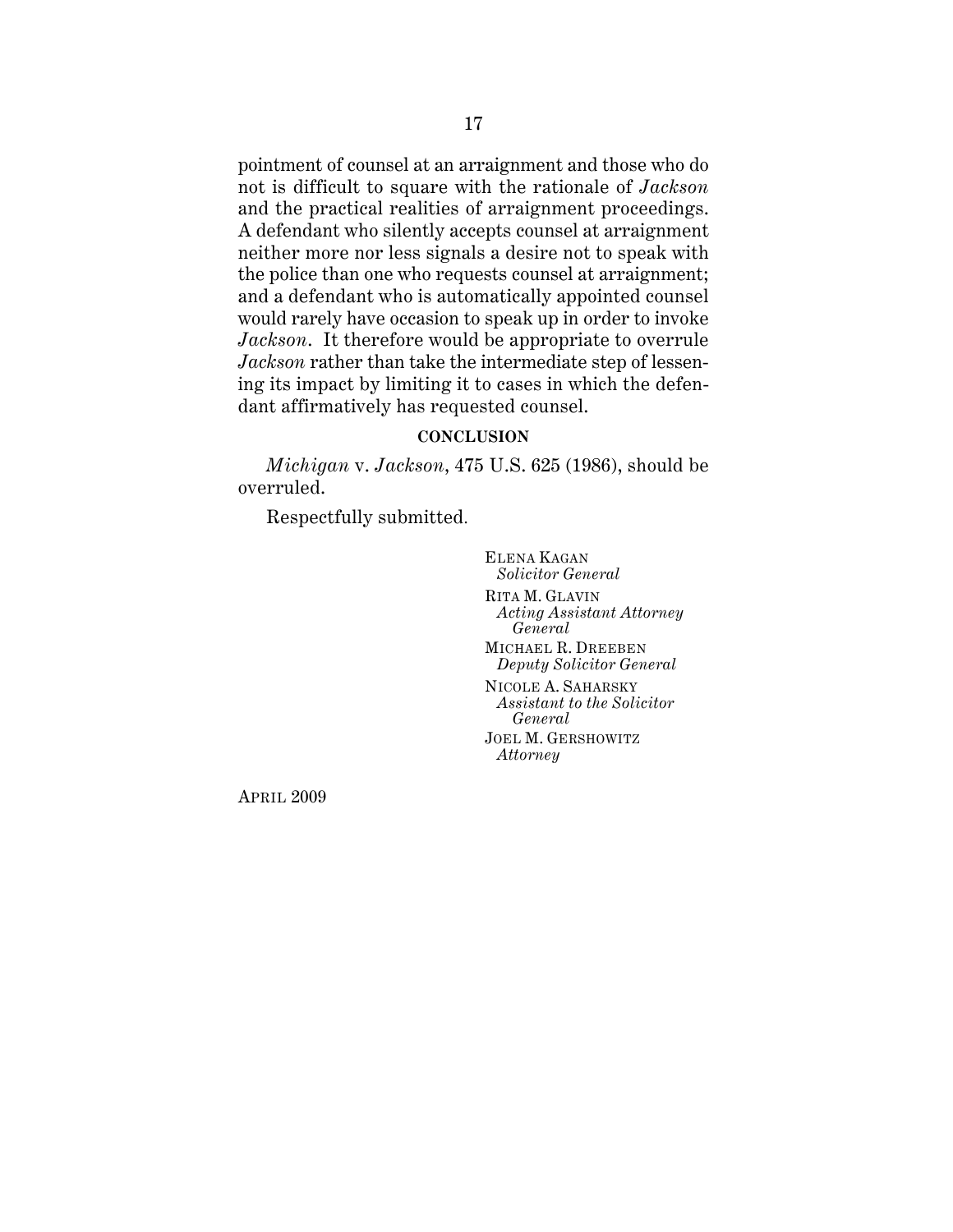pointment of counsel at an arraignment and those who do not is difficult to square with the rationale of *Jackson* and the practical realities of arraignment proceedings. A defendant who silently accepts counsel at arraignment neither more nor less signals a desire not to speak with the police than one who requests counsel at arraignment; and a defendant who is automatically appointed counsel would rarely have occasion to speak up in order to invoke *Jackson*. It therefore would be appropriate to overrule *Jackson* rather than take the intermediate step of lessening its impact by limiting it to cases in which the defendant affirmatively has requested counsel.

## CONCLUSION

*Michigan* v. *Jackson*, 475 U.S. 625 (1986), should be overruled.

Respectfully submitted.

ELENA KAGAN
*Solicitor General*

RITA M. GLAVIN
*Acting Assistant Attorney General*

MICHAEL R. DREEBEN
*Deputy Solicitor General*

NICOLE A. SAHARSKY
*Assistant to the Solicitor General*

JOEL M. GERSHOWITZ
*Attorney*

APRIL 2009